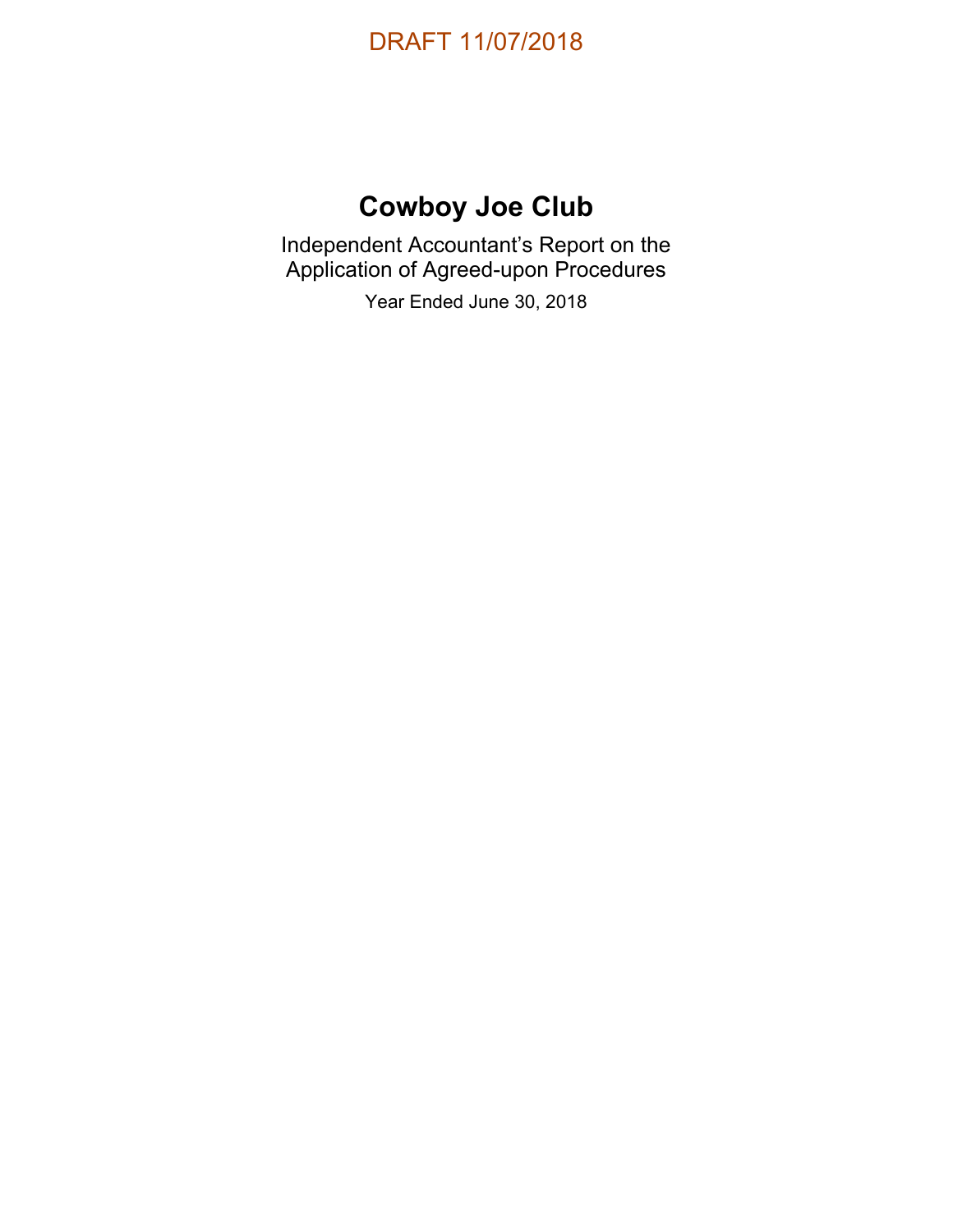DRAFT 11/07/2018

# Cowboy Joe Club

Independent Accountant's Report on the Application of Agreed-upon Procedures

Year Ended June 30, 2018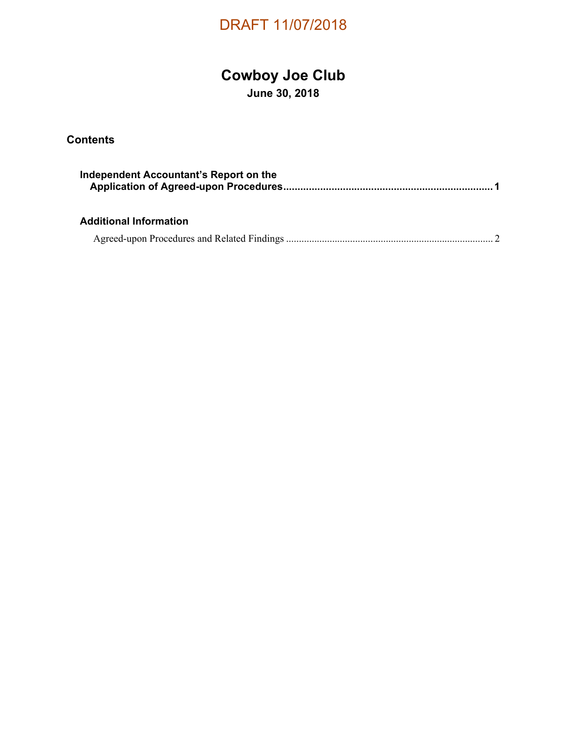DRAFT 11/07/2018

# Cowboy Joe Club

**June 30, 2018**

## Contents

**Independent Accountant's Report on the Application of Agreed-upon Procedures** .......... 1

**Additional Information**

Agreed-upon Procedures and Related Findings .......... 2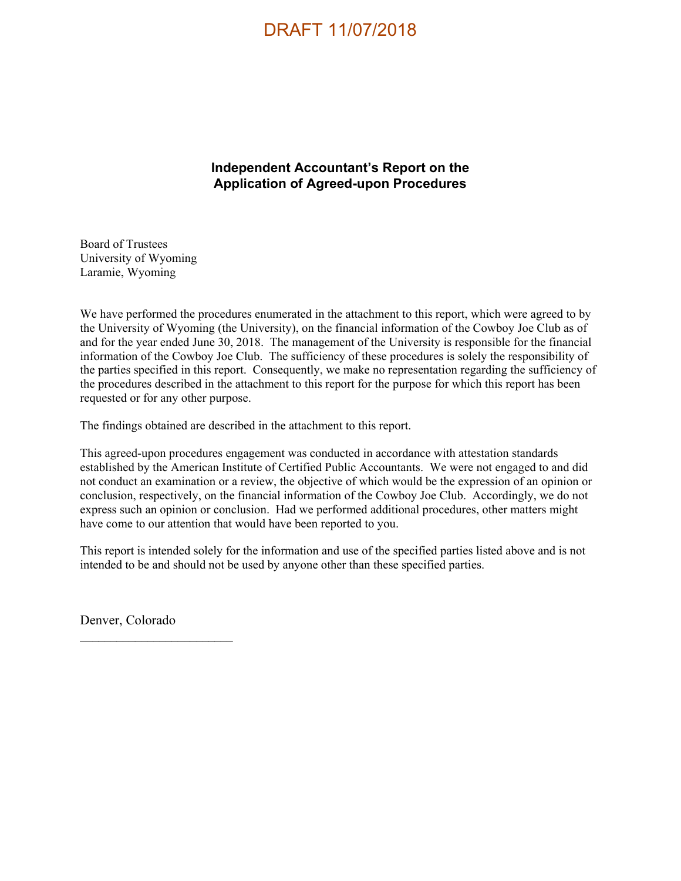DRAFT 11/07/2018

# Independent Accountant's Report on the Application of Agreed-upon Procedures

Board of Trustees
University of Wyoming
Laramie, Wyoming

We have performed the procedures enumerated in the attachment to this report, which were agreed to by the University of Wyoming (the University), on the financial information of the Cowboy Joe Club as of and for the year ended June 30, 2018. The management of the University is responsible for the financial information of the Cowboy Joe Club. The sufficiency of these procedures is solely the responsibility of the parties specified in this report. Consequently, we make no representation regarding the sufficiency of the procedures described in the attachment to this report for the purpose for which this report has been requested or for any other purpose.

The findings obtained are described in the attachment to this report.

This agreed-upon procedures engagement was conducted in accordance with attestation standards established by the American Institute of Certified Public Accountants. We were not engaged to and did not conduct an examination or a review, the objective of which would be the expression of an opinion or conclusion, respectively, on the financial information of the Cowboy Joe Club. Accordingly, we do not express such an opinion or conclusion. Had we performed additional procedures, other matters might have come to our attention that would have been reported to you.

This report is intended solely for the information and use of the specified parties listed above and is not intended to be and should not be used by anyone other than these specified parties.

Denver, Colorado
________________________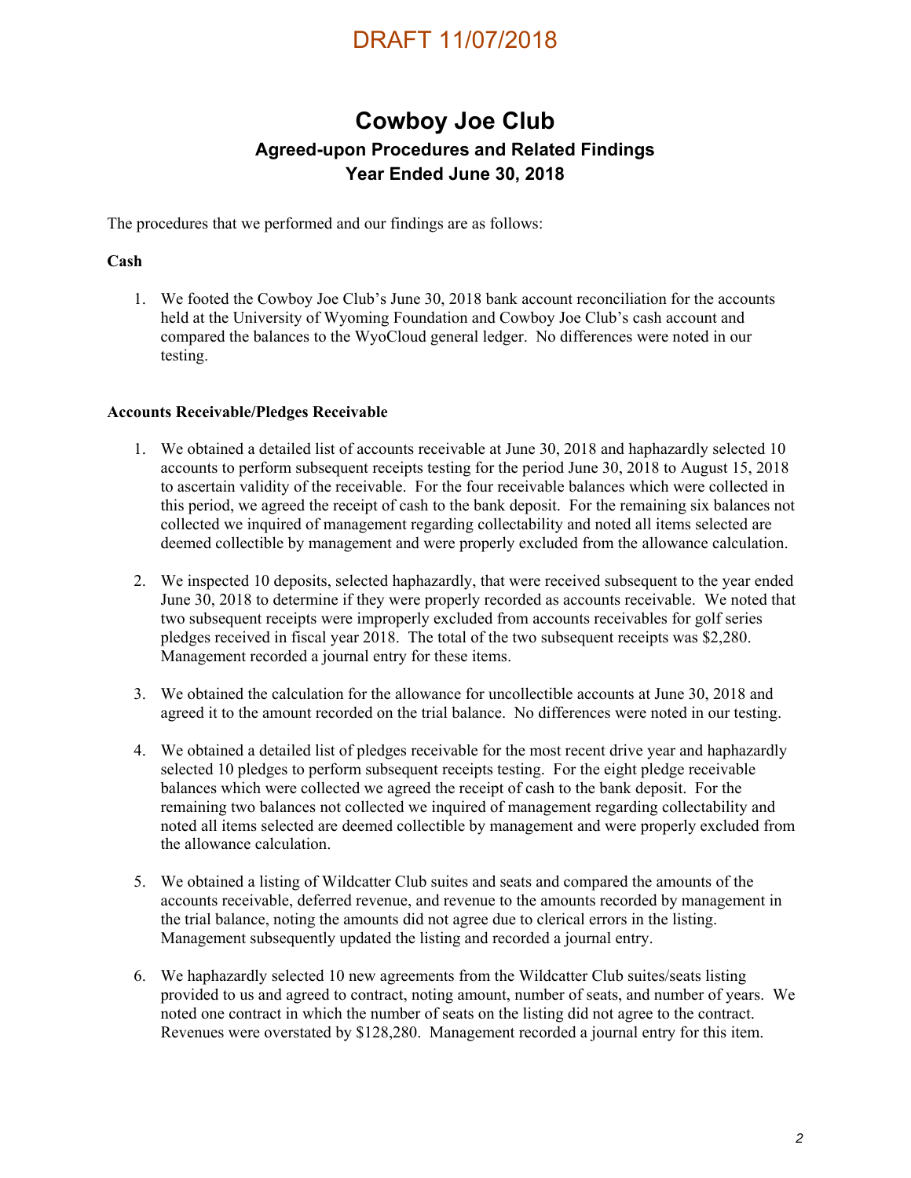DRAFT 11/07/2018

# Cowboy Joe Club

## Agreed-upon Procedures and Related Findings

## Year Ended June 30, 2018

The procedures that we performed and our findings are as follows:

**Cash**

1. We footed the Cowboy Joe Club's June 30, 2018 bank account reconciliation for the accounts held at the University of Wyoming Foundation and Cowboy Joe Club's cash account and compared the balances to the WyoCloud general ledger. No differences were noted in our testing.

**Accounts Receivable/Pledges Receivable**

1. We obtained a detailed list of accounts receivable at June 30, 2018 and haphazardly selected 10 accounts to perform subsequent receipts testing for the period June 30, 2018 to August 15, 2018 to ascertain validity of the receivable. For the four receivable balances which were collected in this period, we agreed the receipt of cash to the bank deposit. For the remaining six balances not collected we inquired of management regarding collectability and noted all items selected are deemed collectible by management and were properly excluded from the allowance calculation.

2. We inspected 10 deposits, selected haphazardly, that were received subsequent to the year ended June 30, 2018 to determine if they were properly recorded as accounts receivable. We noted that two subsequent receipts were improperly excluded from accounts receivables for golf series pledges received in fiscal year 2018. The total of the two subsequent receipts was $2,280. Management recorded a journal entry for these items.

3. We obtained the calculation for the allowance for uncollectible accounts at June 30, 2018 and agreed it to the amount recorded on the trial balance. No differences were noted in our testing.

4. We obtained a detailed list of pledges receivable for the most recent drive year and haphazardly selected 10 pledges to perform subsequent receipts testing. For the eight pledge receivable balances which were collected we agreed the receipt of cash to the bank deposit. For the remaining two balances not collected we inquired of management regarding collectability and noted all items selected are deemed collectible by management and were properly excluded from the allowance calculation.

5. We obtained a listing of Wildcatter Club suites and seats and compared the amounts of the accounts receivable, deferred revenue, and revenue to the amounts recorded by management in the trial balance, noting the amounts did not agree due to clerical errors in the listing. Management subsequently updated the listing and recorded a journal entry.

6. We haphazardly selected 10 new agreements from the Wildcatter Club suites/seats listing provided to us and agreed to contract, noting amount, number of seats, and number of years. We noted one contract in which the number of seats on the listing did not agree to the contract. Revenues were overstated by $128,280. Management recorded a journal entry for this item.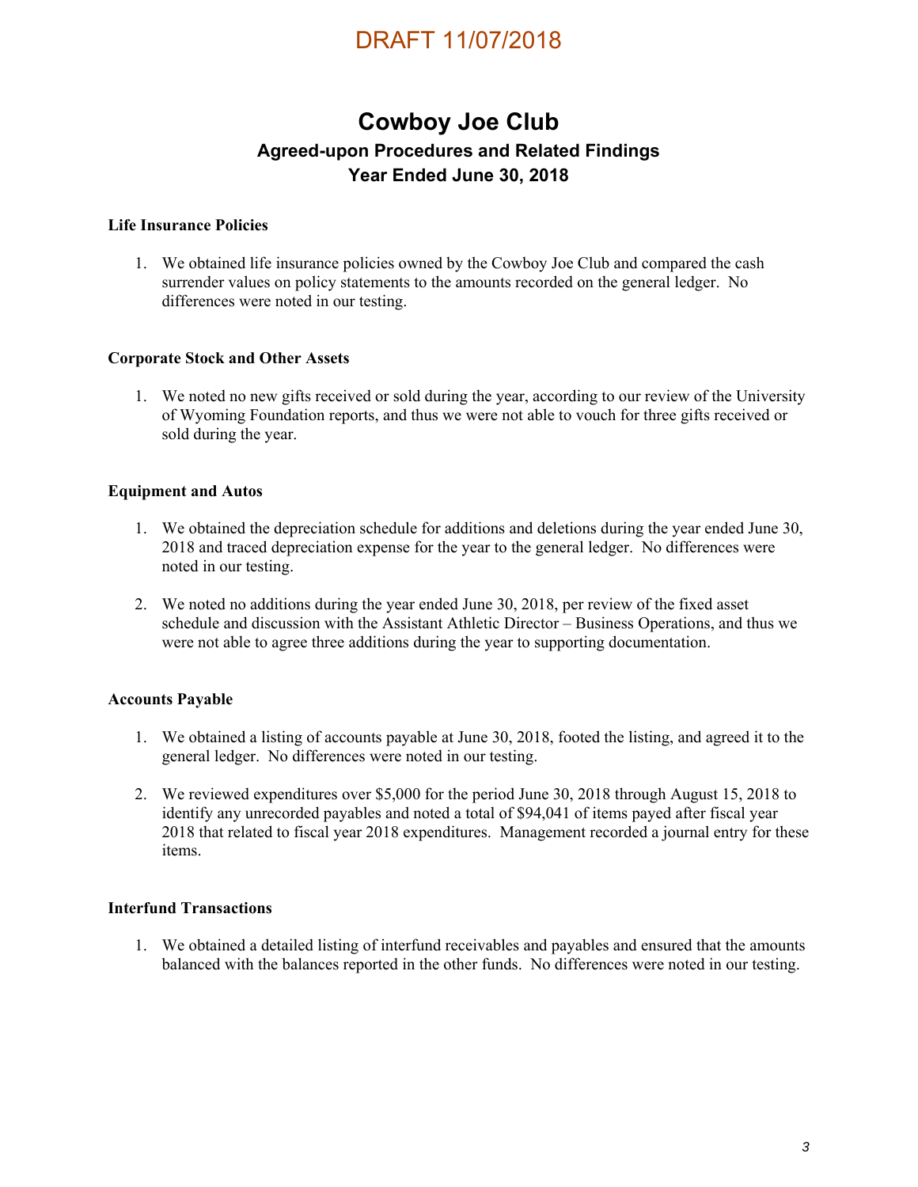DRAFT 11/07/2018

# Cowboy Joe Club

## Agreed-upon Procedures and Related Findings
## Year Ended June 30, 2018

**Life Insurance Policies**

1. We obtained life insurance policies owned by the Cowboy Joe Club and compared the cash surrender values on policy statements to the amounts recorded on the general ledger. No differences were noted in our testing.

**Corporate Stock and Other Assets**

1. We noted no new gifts received or sold during the year, according to our review of the University of Wyoming Foundation reports, and thus we were not able to vouch for three gifts received or sold during the year.

**Equipment and Autos**

1. We obtained the depreciation schedule for additions and deletions during the year ended June 30, 2018 and traced depreciation expense for the year to the general ledger. No differences were noted in our testing.

2. We noted no additions during the year ended June 30, 2018, per review of the fixed asset schedule and discussion with the Assistant Athletic Director – Business Operations, and thus we were not able to agree three additions during the year to supporting documentation.

**Accounts Payable**

1. We obtained a listing of accounts payable at June 30, 2018, footed the listing, and agreed it to the general ledger. No differences were noted in our testing.

2. We reviewed expenditures over $5,000 for the period June 30, 2018 through August 15, 2018 to identify any unrecorded payables and noted a total of $94,041 of items payed after fiscal year 2018 that related to fiscal year 2018 expenditures. Management recorded a journal entry for these items.

**Interfund Transactions**

1. We obtained a detailed listing of interfund receivables and payables and ensured that the amounts balanced with the balances reported in the other funds. No differences were noted in our testing.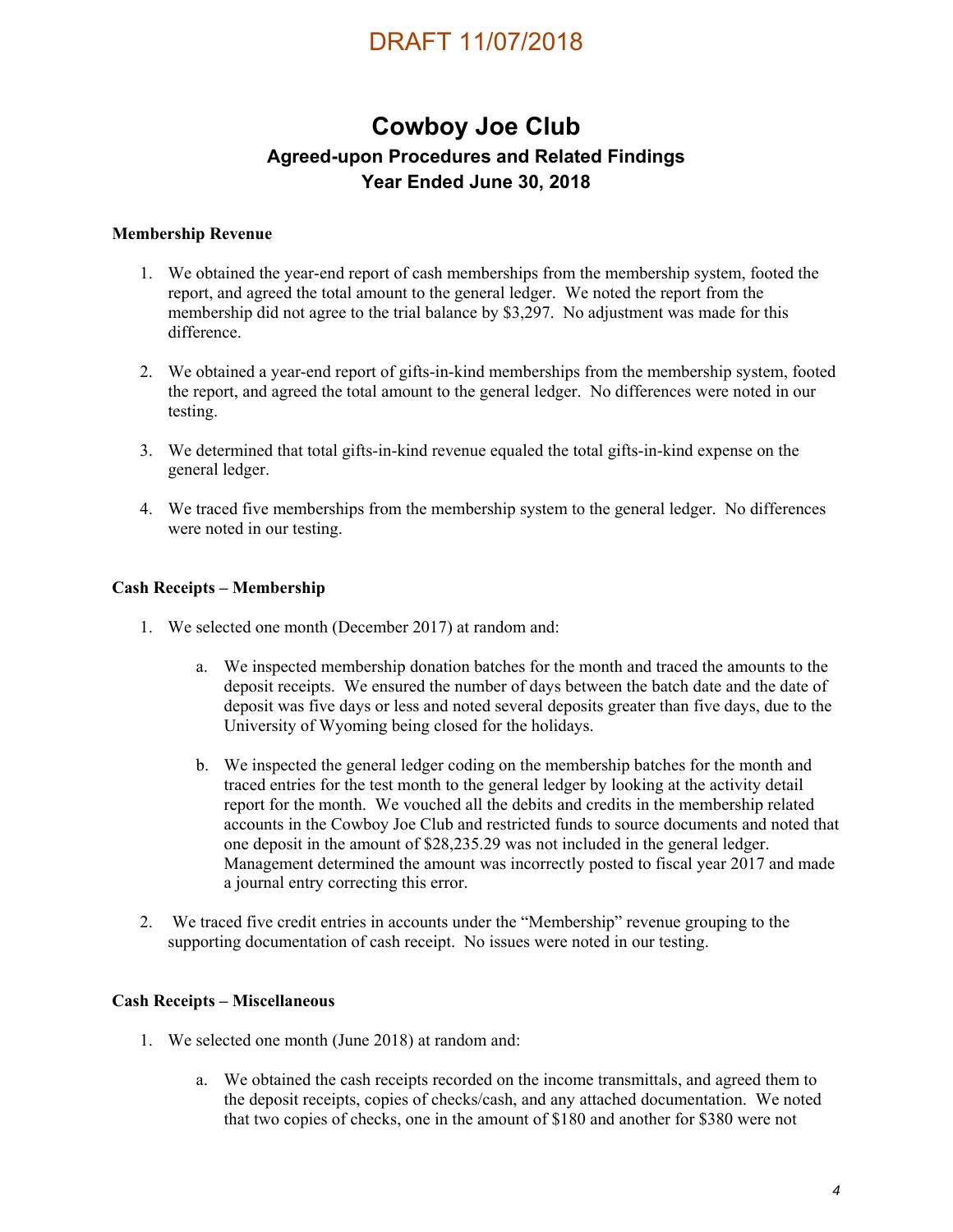DRAFT 11/07/2018

# Cowboy Joe Club

## Agreed-upon Procedures and Related Findings

## Year Ended June 30, 2018

**Membership Revenue**

1. We obtained the year-end report of cash memberships from the membership system, footed the report, and agreed the total amount to the general ledger. We noted the report from the membership did not agree to the trial balance by $3,297. No adjustment was made for this difference.

2. We obtained a year-end report of gifts-in-kind memberships from the membership system, footed the report, and agreed the total amount to the general ledger. No differences were noted in our testing.

3. We determined that total gifts-in-kind revenue equaled the total gifts-in-kind expense on the general ledger.

4. We traced five memberships from the membership system to the general ledger. No differences were noted in our testing.

**Cash Receipts – Membership**

1. We selected one month (December 2017) at random and:

   a. We inspected membership donation batches for the month and traced the amounts to the deposit receipts. We ensured the number of days between the batch date and the date of deposit was five days or less and noted several deposits greater than five days, due to the University of Wyoming being closed for the holidays.

   b. We inspected the general ledger coding on the membership batches for the month and traced entries for the test month to the general ledger by looking at the activity detail report for the month. We vouched all the debits and credits in the membership related accounts in the Cowboy Joe Club and restricted funds to source documents and noted that one deposit in the amount of $28,235.29 was not included in the general ledger. Management determined the amount was incorrectly posted to fiscal year 2017 and made a journal entry correcting this error.

2. We traced five credit entries in accounts under the "Membership" revenue grouping to the supporting documentation of cash receipt. No issues were noted in our testing.

**Cash Receipts – Miscellaneous**

1. We selected one month (June 2018) at random and:

   a. We obtained the cash receipts recorded on the income transmittals, and agreed them to the deposit receipts, copies of checks/cash, and any attached documentation. We noted that two copies of checks, one in the amount of $180 and another for $380 were not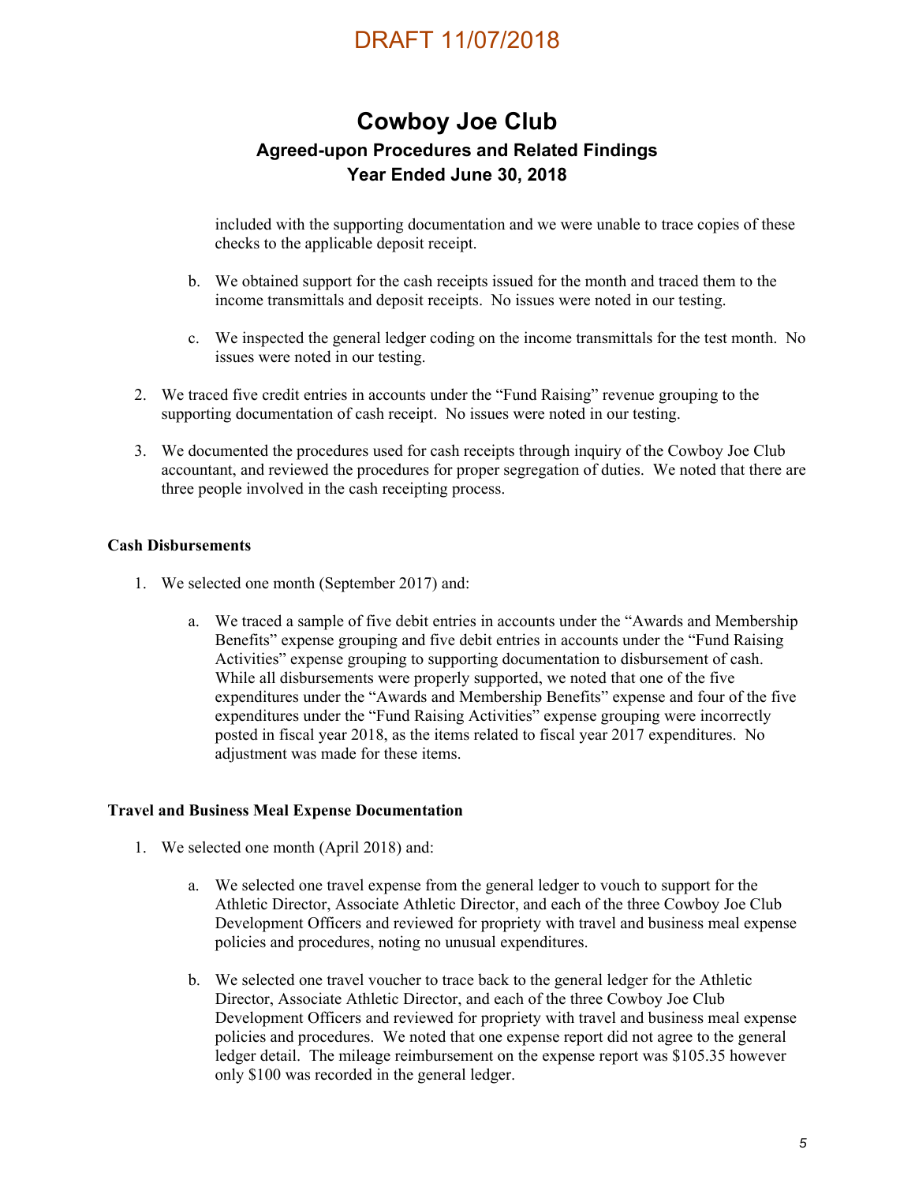included with the supporting documentation and we were unable to trace copies of these checks to the applicable deposit receipt.

b. We obtained support for the cash receipts issued for the month and traced them to the income transmittals and deposit receipts. No issues were noted in our testing.

c. We inspected the general ledger coding on the income transmittals for the test month. No issues were noted in our testing.

2. We traced five credit entries in accounts under the "Fund Raising" revenue grouping to the supporting documentation of cash receipt. No issues were noted in our testing.

3. We documented the procedures used for cash receipts through inquiry of the Cowboy Joe Club accountant, and reviewed the procedures for proper segregation of duties. We noted that there are three people involved in the cash receipting process.

**Cash Disbursements**

1. We selected one month (September 2017) and:

   a. We traced a sample of five debit entries in accounts under the "Awards and Membership Benefits" expense grouping and five debit entries in accounts under the "Fund Raising Activities" expense grouping to supporting documentation to disbursement of cash. While all disbursements were properly supported, we noted that one of the five expenditures under the "Awards and Membership Benefits" expense and four of the five expenditures under the "Fund Raising Activities" expense grouping were incorrectly posted in fiscal year 2018, as the items related to fiscal year 2017 expenditures. No adjustment was made for these items.

**Travel and Business Meal Expense Documentation**

1. We selected one month (April 2018) and:

   a. We selected one travel expense from the general ledger to vouch to support for the Athletic Director, Associate Athletic Director, and each of the three Cowboy Joe Club Development Officers and reviewed for propriety with travel and business meal expense policies and procedures, noting no unusual expenditures.

   b. We selected one travel voucher to trace back to the general ledger for the Athletic Director, Associate Athletic Director, and each of the three Cowboy Joe Club Development Officers and reviewed for propriety with travel and business meal expense policies and procedures. We noted that one expense report did not agree to the general ledger detail. The mileage reimbursement on the expense report was $105.35 however only $100 was recorded in the general ledger.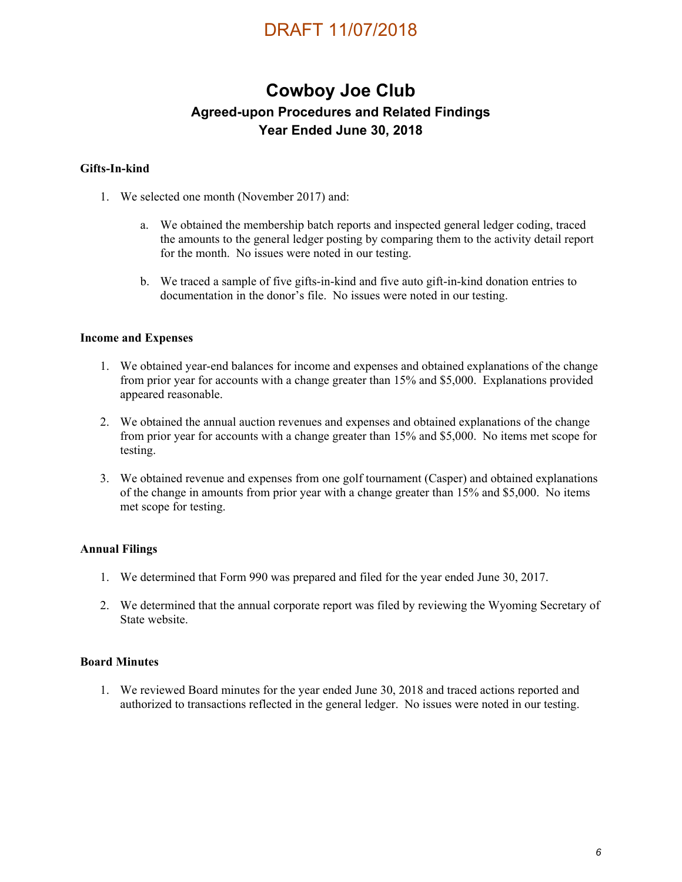DRAFT 11/07/2018

# Cowboy Joe Club

## Agreed-upon Procedures and Related Findings

## Year Ended June 30, 2018

**Gifts-In-kind**

1. We selected one month (November 2017) and:

   a. We obtained the membership batch reports and inspected general ledger coding, traced the amounts to the general ledger posting by comparing them to the activity detail report for the month. No issues were noted in our testing.

   b. We traced a sample of five gifts-in-kind and five auto gift-in-kind donation entries to documentation in the donor's file. No issues were noted in our testing.

**Income and Expenses**

1. We obtained year-end balances for income and expenses and obtained explanations of the change from prior year for accounts with a change greater than 15% and $5,000. Explanations provided appeared reasonable.

2. We obtained the annual auction revenues and expenses and obtained explanations of the change from prior year for accounts with a change greater than 15% and $5,000. No items met scope for testing.

3. We obtained revenue and expenses from one golf tournament (Casper) and obtained explanations of the change in amounts from prior year with a change greater than 15% and $5,000. No items met scope for testing.

**Annual Filings**

1. We determined that Form 990 was prepared and filed for the year ended June 30, 2017.

2. We determined that the annual corporate report was filed by reviewing the Wyoming Secretary of State website.

**Board Minutes**

1. We reviewed Board minutes for the year ended June 30, 2018 and traced actions reported and authorized to transactions reflected in the general ledger. No issues were noted in our testing.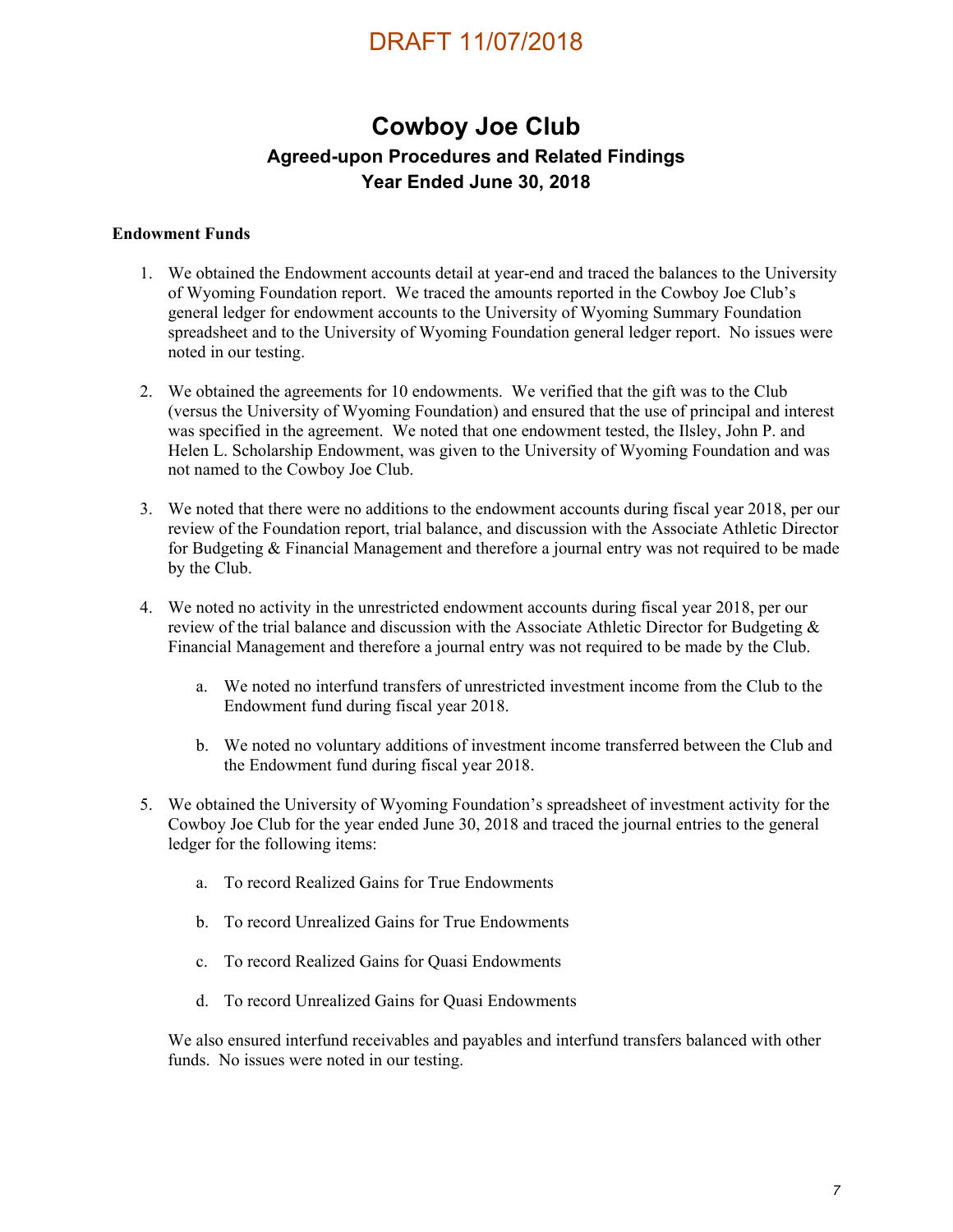DRAFT 11/07/2018

# Cowboy Joe Club

## Agreed-upon Procedures and Related Findings

## Year Ended June 30, 2018

**Endowment Funds**

1. We obtained the Endowment accounts detail at year-end and traced the balances to the University of Wyoming Foundation report. We traced the amounts reported in the Cowboy Joe Club's general ledger for endowment accounts to the University of Wyoming Summary Foundation spreadsheet and to the University of Wyoming Foundation general ledger report. No issues were noted in our testing.

2. We obtained the agreements for 10 endowments. We verified that the gift was to the Club (versus the University of Wyoming Foundation) and ensured that the use of principal and interest was specified in the agreement. We noted that one endowment tested, the Ilsley, John P. and Helen L. Scholarship Endowment, was given to the University of Wyoming Foundation and was not named to the Cowboy Joe Club.

3. We noted that there were no additions to the endowment accounts during fiscal year 2018, per our review of the Foundation report, trial balance, and discussion with the Associate Athletic Director for Budgeting & Financial Management and therefore a journal entry was not required to be made by the Club.

4. We noted no activity in the unrestricted endowment accounts during fiscal year 2018, per our review of the trial balance and discussion with the Associate Athletic Director for Budgeting & Financial Management and therefore a journal entry was not required to be made by the Club.

   a. We noted no interfund transfers of unrestricted investment income from the Club to the Endowment fund during fiscal year 2018.

   b. We noted no voluntary additions of investment income transferred between the Club and the Endowment fund during fiscal year 2018.

5. We obtained the University of Wyoming Foundation's spreadsheet of investment activity for the Cowboy Joe Club for the year ended June 30, 2018 and traced the journal entries to the general ledger for the following items:

   a. To record Realized Gains for True Endowments

   b. To record Unrealized Gains for True Endowments

   c. To record Realized Gains for Quasi Endowments

   d. To record Unrealized Gains for Quasi Endowments

   We also ensured interfund receivables and payables and interfund transfers balanced with other funds. No issues were noted in our testing.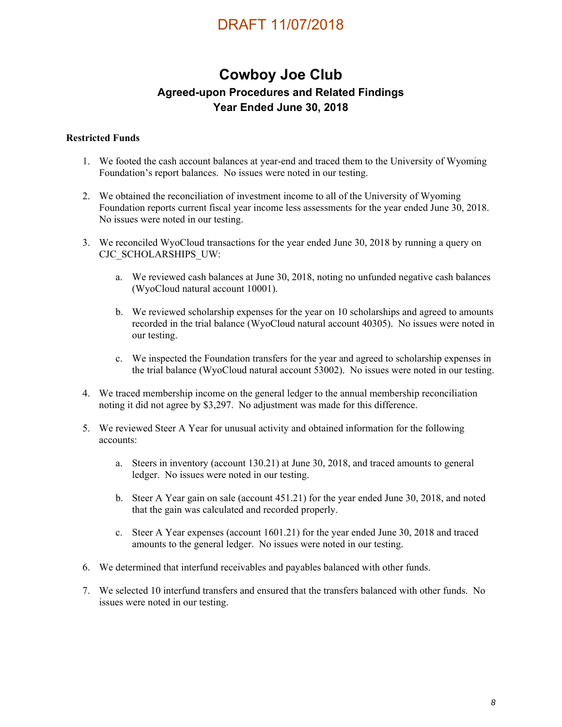DRAFT 11/07/2018

# Cowboy Joe Club

## Agreed-upon Procedures and Related Findings
## Year Ended June 30, 2018

**Restricted Funds**

1. We footed the cash account balances at year-end and traced them to the University of Wyoming Foundation's report balances. No issues were noted in our testing.

2. We obtained the reconciliation of investment income to all of the University of Wyoming Foundation reports current fiscal year income less assessments for the year ended June 30, 2018. No issues were noted in our testing.

3. We reconciled WyoCloud transactions for the year ended June 30, 2018 by running a query on CJC_SCHOLARSHIPS_UW:

   a. We reviewed cash balances at June 30, 2018, noting no unfunded negative cash balances (WyoCloud natural account 10001).

   b. We reviewed scholarship expenses for the year on 10 scholarships and agreed to amounts recorded in the trial balance (WyoCloud natural account 40305). No issues were noted in our testing.

   c. We inspected the Foundation transfers for the year and agreed to scholarship expenses in the trial balance (WyoCloud natural account 53002). No issues were noted in our testing.

4. We traced membership income on the general ledger to the annual membership reconciliation noting it did not agree by $3,297. No adjustment was made for this difference.

5. We reviewed Steer A Year for unusual activity and obtained information for the following accounts:

   a. Steers in inventory (account 130.21) at June 30, 2018, and traced amounts to general ledger. No issues were noted in our testing.

   b. Steer A Year gain on sale (account 451.21) for the year ended June 30, 2018, and noted that the gain was calculated and recorded properly.

   c. Steer A Year expenses (account 1601.21) for the year ended June 30, 2018 and traced amounts to the general ledger. No issues were noted in our testing.

6. We determined that interfund receivables and payables balanced with other funds.

7. We selected 10 interfund transfers and ensured that the transfers balanced with other funds. No issues were noted in our testing.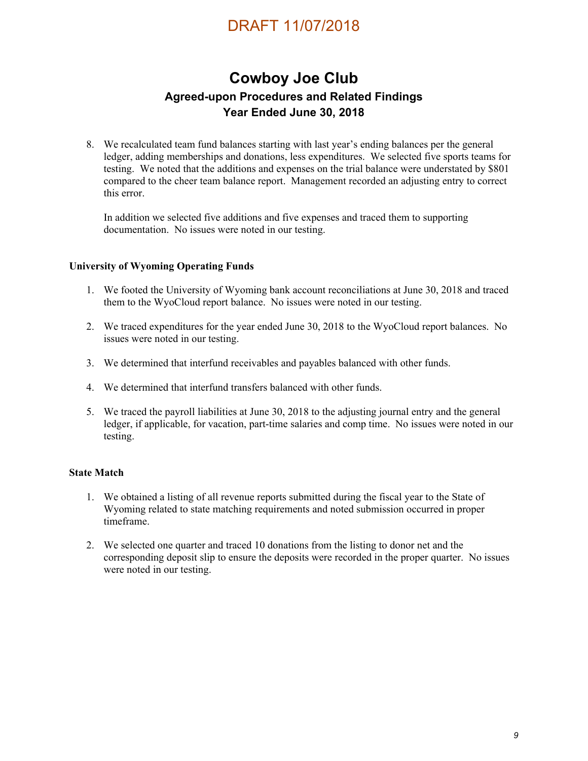DRAFT 11/07/2018

# Cowboy Joe Club

## Agreed-upon Procedures and Related Findings

## Year Ended June 30, 2018

8. We recalculated team fund balances starting with last year's ending balances per the general ledger, adding memberships and donations, less expenditures. We selected five sports teams for testing. We noted that the additions and expenses on the trial balance were understated by $801 compared to the cheer team balance report. Management recorded an adjusting entry to correct this error.

   In addition we selected five additions and five expenses and traced them to supporting documentation. No issues were noted in our testing.

**University of Wyoming Operating Funds**

1. We footed the University of Wyoming bank account reconciliations at June 30, 2018 and traced them to the WyoCloud report balance. No issues were noted in our testing.

2. We traced expenditures for the year ended June 30, 2018 to the WyoCloud report balances. No issues were noted in our testing.

3. We determined that interfund receivables and payables balanced with other funds.

4. We determined that interfund transfers balanced with other funds.

5. We traced the payroll liabilities at June 30, 2018 to the adjusting journal entry and the general ledger, if applicable, for vacation, part-time salaries and comp time. No issues were noted in our testing.

**State Match**

1. We obtained a listing of all revenue reports submitted during the fiscal year to the State of Wyoming related to state matching requirements and noted submission occurred in proper timeframe.

2. We selected one quarter and traced 10 donations from the listing to donor net and the corresponding deposit slip to ensure the deposits were recorded in the proper quarter. No issues were noted in our testing.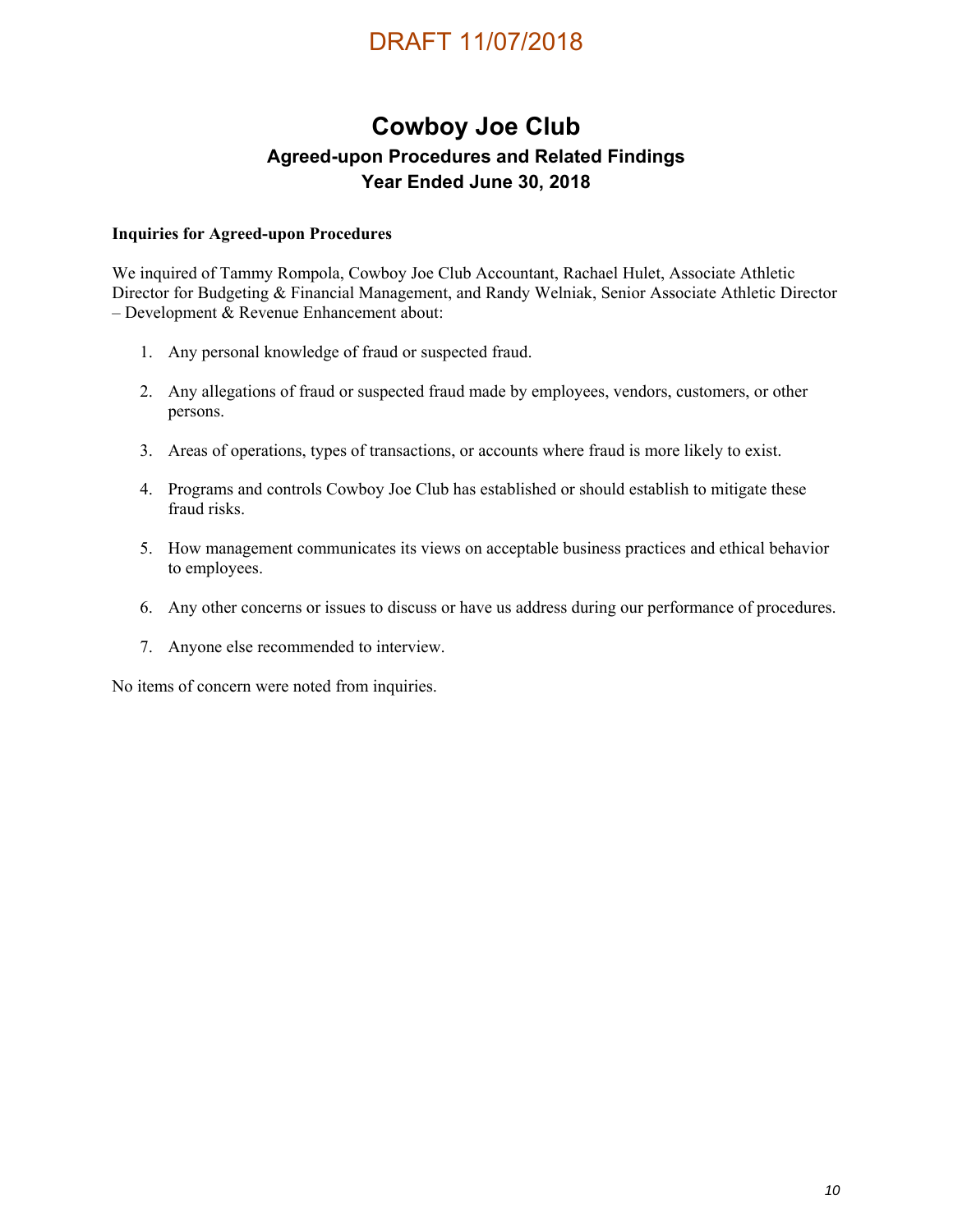DRAFT 11/07/2018

# Cowboy Joe Club

## Agreed-upon Procedures and Related Findings

## Year Ended June 30, 2018

**Inquiries for Agreed-upon Procedures**

We inquired of Tammy Rompola, Cowboy Joe Club Accountant, Rachael Hulet, Associate Athletic Director for Budgeting & Financial Management, and Randy Welniak, Senior Associate Athletic Director – Development & Revenue Enhancement about:

1. Any personal knowledge of fraud or suspected fraud.
2. Any allegations of fraud or suspected fraud made by employees, vendors, customers, or other persons.
3. Areas of operations, types of transactions, or accounts where fraud is more likely to exist.
4. Programs and controls Cowboy Joe Club has established or should establish to mitigate these fraud risks.
5. How management communicates its views on acceptable business practices and ethical behavior to employees.
6. Any other concerns or issues to discuss or have us address during our performance of procedures.
7. Anyone else recommended to interview.

No items of concern were noted from inquiries.